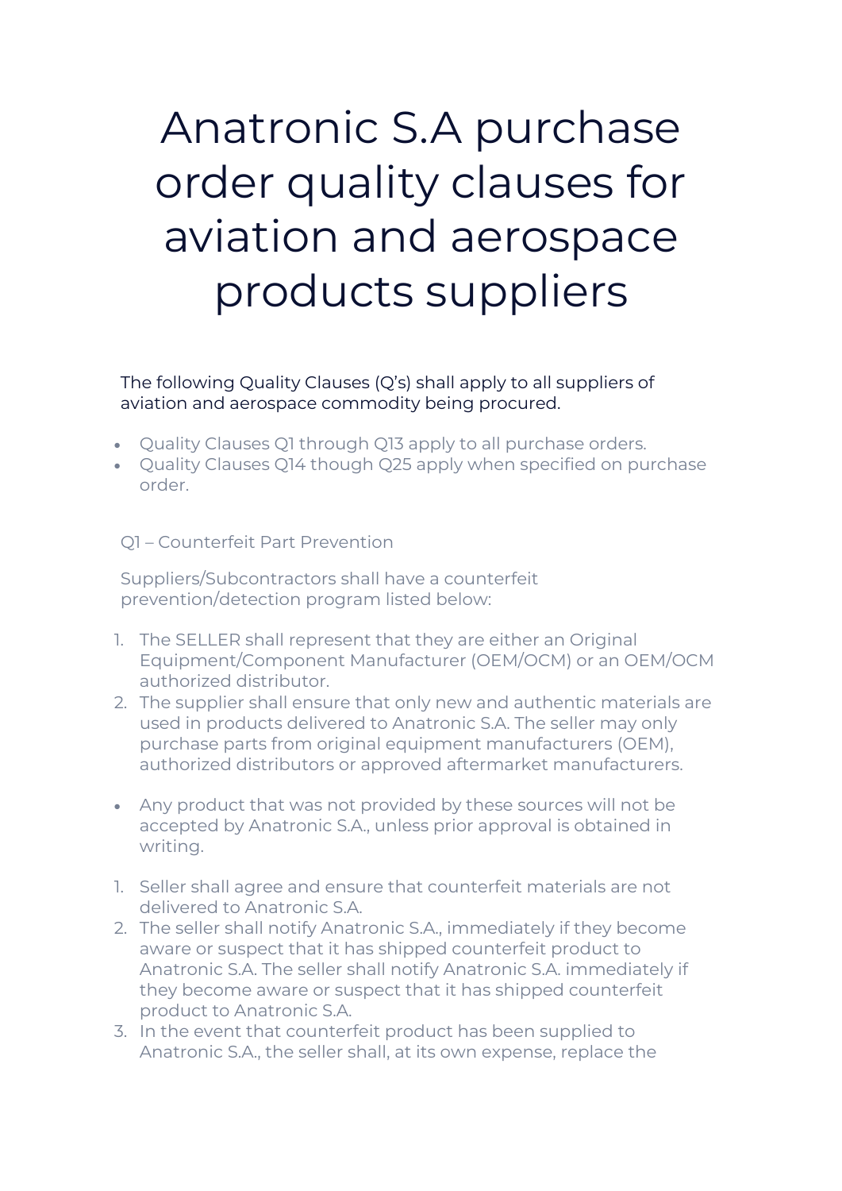# Anatronic S.A purchase order quality clauses for aviation and aerospace products suppliers

The following Quality Clauses (Q's) shall apply to all suppliers of aviation and aerospace commodity being procured.

- Quality Clauses Q1 through Q13 apply to all purchase orders.
- Quality Clauses Q14 though Q25 apply when specified on purchase order.

Q1 – Counterfeit Part Prevention

Suppliers/Subcontractors shall have a counterfeit prevention/detection program listed below:

1. The SELLER shall represent that they are either an Original Equipment/Component Manufacturer (OEM/OCM) or an OEM/OCM authorized distributor.
2. The supplier shall ensure that only new and authentic materials are used in products delivered to Anatronic S.A. The seller may only purchase parts from original equipment manufacturers (OEM), authorized distributors or approved aftermarket manufacturers.

- Any product that was not provided by these sources will not be accepted by Anatronic S.A., unless prior approval is obtained in writing.

1. Seller shall agree and ensure that counterfeit materials are not delivered to Anatronic S.A.
2. The seller shall notify Anatronic S.A., immediately if they become aware or suspect that it has shipped counterfeit product to Anatronic S.A. The seller shall notify Anatronic S.A. immediately if they become aware or suspect that it has shipped counterfeit product to Anatronic S.A.
3. In the event that counterfeit product has been supplied to Anatronic S.A., the seller shall, at its own expense, replace the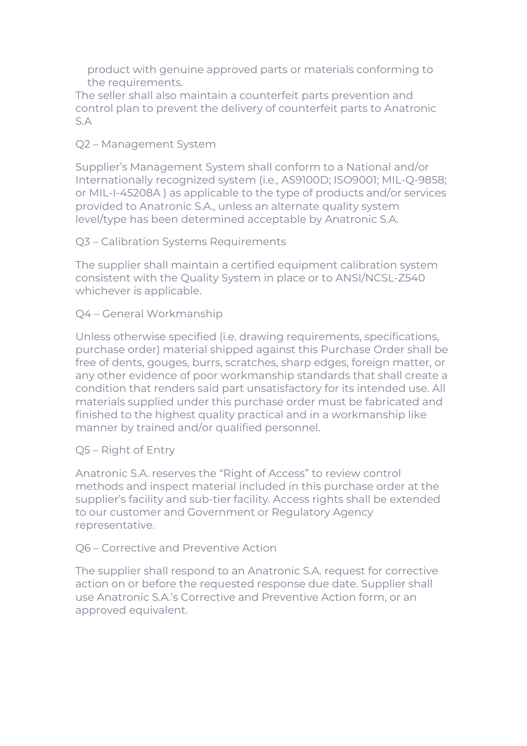product with genuine approved parts or materials conforming to the requirements.

The seller shall also maintain a counterfeit parts prevention and control plan to prevent the delivery of counterfeit parts to Anatronic S.A

Q2 – Management System

Supplier's Management System shall conform to a National and/or Internationally recognized system (i.e., AS9100D; ISO9001; MIL-Q-9858; or MIL-I-45208A ) as applicable to the type of products and/or services provided to Anatronic S.A., unless an alternate quality system level/type has been determined acceptable by Anatronic S.A.

Q3 – Calibration Systems Requirements

The supplier shall maintain a certified equipment calibration system consistent with the Quality System in place or to ANSI/NCSL-Z540 whichever is applicable.

Q4 – General Workmanship

Unless otherwise specified (i.e. drawing requirements, specifications, purchase order) material shipped against this Purchase Order shall be free of dents, gouges, burrs, scratches, sharp edges, foreign matter, or any other evidence of poor workmanship standards that shall create a condition that renders said part unsatisfactory for its intended use. All materials supplied under this purchase order must be fabricated and finished to the highest quality practical and in a workmanship like manner by trained and/or qualified personnel.

Q5 – Right of Entry

Anatronic S.A. reserves the "Right of Access" to review control methods and inspect material included in this purchase order at the supplier's facility and sub-tier facility. Access rights shall be extended to our customer and Government or Regulatory Agency representative.

Q6 – Corrective and Preventive Action

The supplier shall respond to an Anatronic S.A. request for corrective action on or before the requested response due date. Supplier shall use Anatronic S.A.'s Corrective and Preventive Action form, or an approved equivalent.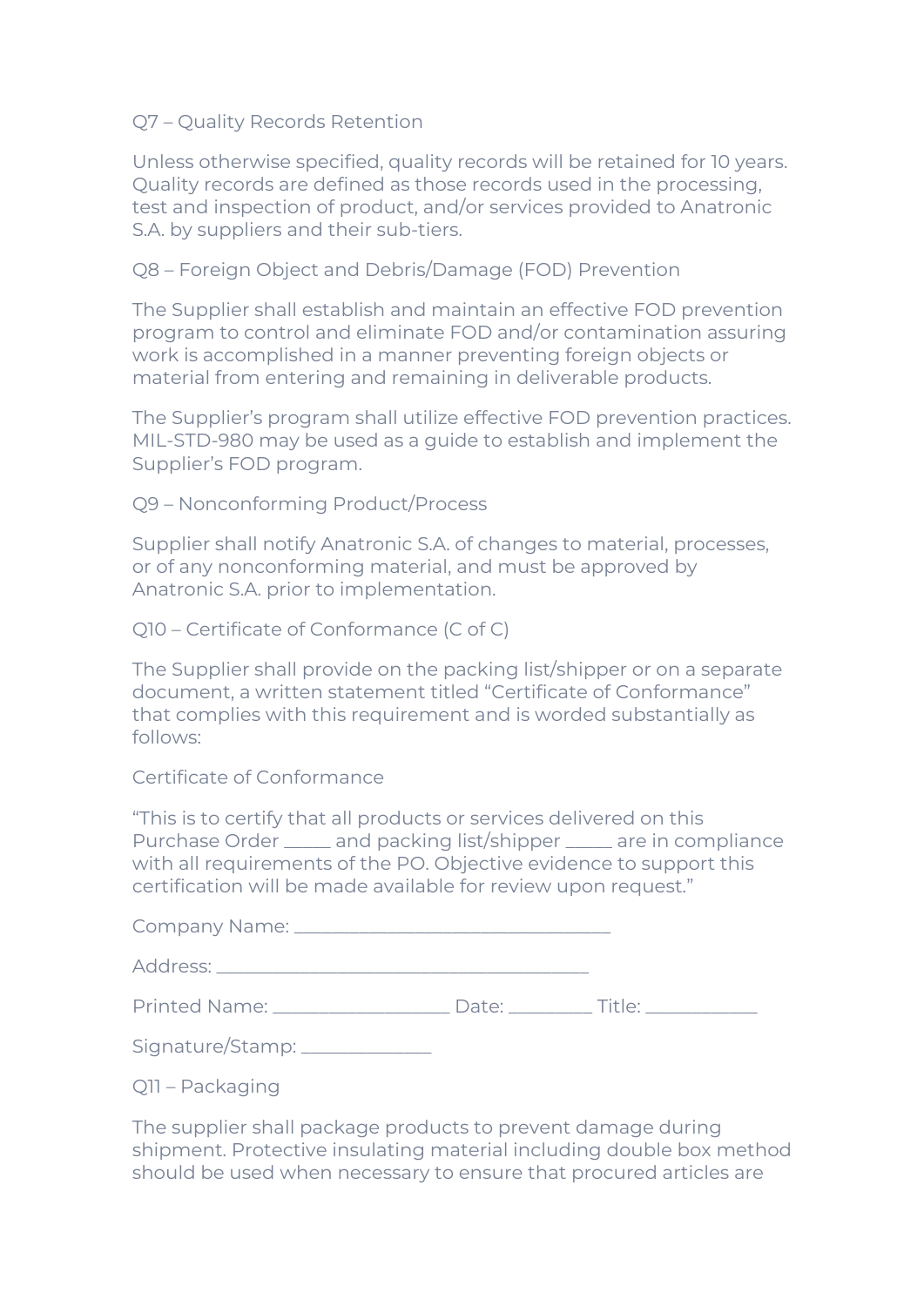## Q7 – Quality Records Retention

Unless otherwise specified, quality records will be retained for 10 years. Quality records are defined as those records used in the processing, test and inspection of product, and/or services provided to Anatronic S.A. by suppliers and their sub-tiers.

## Q8 – Foreign Object and Debris/Damage (FOD) Prevention

The Supplier shall establish and maintain an effective FOD prevention program to control and eliminate FOD and/or contamination assuring work is accomplished in a manner preventing foreign objects or material from entering and remaining in deliverable products.

The Supplier's program shall utilize effective FOD prevention practices. MIL-STD-980 may be used as a guide to establish and implement the Supplier's FOD program.

## Q9 – Nonconforming Product/Process

Supplier shall notify Anatronic S.A. of changes to material, processes, or of any nonconforming material, and must be approved by Anatronic S.A. prior to implementation.

## Q10 – Certificate of Conformance (C of C)

The Supplier shall provide on the packing list/shipper or on a separate document, a written statement titled "Certificate of Conformance" that complies with this requirement and is worded substantially as follows:

Certificate of Conformance

"This is to certify that all products or services delivered on this Purchase Order _____ and packing list/shipper _____ are in compliance with all requirements of the PO. Objective evidence to support this certification will be made available for review upon request."

Company Name: ________________________________

Address: ______________________________________

Printed Name: __________________ Date: ________ Title: ___________

Signature/Stamp: _____________

## Q11 – Packaging

The supplier shall package products to prevent damage during shipment. Protective insulating material including double box method should be used when necessary to ensure that procured articles are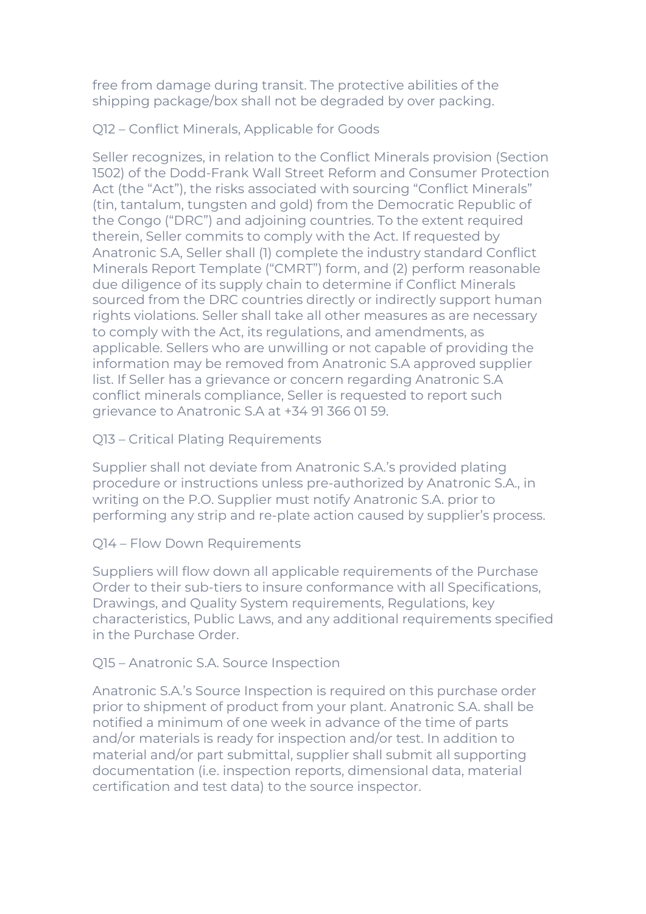free from damage during transit. The protective abilities of the shipping package/box shall not be degraded by over packing.

## Q12 – Conflict Minerals, Applicable for Goods

Seller recognizes, in relation to the Conflict Minerals provision (Section 1502) of the Dodd-Frank Wall Street Reform and Consumer Protection Act (the "Act"), the risks associated with sourcing "Conflict Minerals" (tin, tantalum, tungsten and gold) from the Democratic Republic of the Congo ("DRC") and adjoining countries. To the extent required therein, Seller commits to comply with the Act. If requested by Anatronic S.A, Seller shall (1) complete the industry standard Conflict Minerals Report Template ("CMRT") form, and (2) perform reasonable due diligence of its supply chain to determine if Conflict Minerals sourced from the DRC countries directly or indirectly support human rights violations. Seller shall take all other measures as are necessary to comply with the Act, its regulations, and amendments, as applicable. Sellers who are unwilling or not capable of providing the information may be removed from Anatronic S.A approved supplier list. If Seller has a grievance or concern regarding Anatronic S.A conflict minerals compliance, Seller is requested to report such grievance to Anatronic S.A at +34 91 366 01 59.

## Q13 – Critical Plating Requirements

Supplier shall not deviate from Anatronic S.A.'s provided plating procedure or instructions unless pre-authorized by Anatronic S.A., in writing on the P.O. Supplier must notify Anatronic S.A. prior to performing any strip and re-plate action caused by supplier's process.

## Q14 – Flow Down Requirements

Suppliers will flow down all applicable requirements of the Purchase Order to their sub-tiers to insure conformance with all Specifications, Drawings, and Quality System requirements, Regulations, key characteristics, Public Laws, and any additional requirements specified in the Purchase Order.

## Q15 – Anatronic S.A. Source Inspection

Anatronic S.A.'s Source Inspection is required on this purchase order prior to shipment of product from your plant. Anatronic S.A. shall be notified a minimum of one week in advance of the time of parts and/or materials is ready for inspection and/or test. In addition to material and/or part submittal, supplier shall submit all supporting documentation (i.e. inspection reports, dimensional data, material certification and test data) to the source inspector.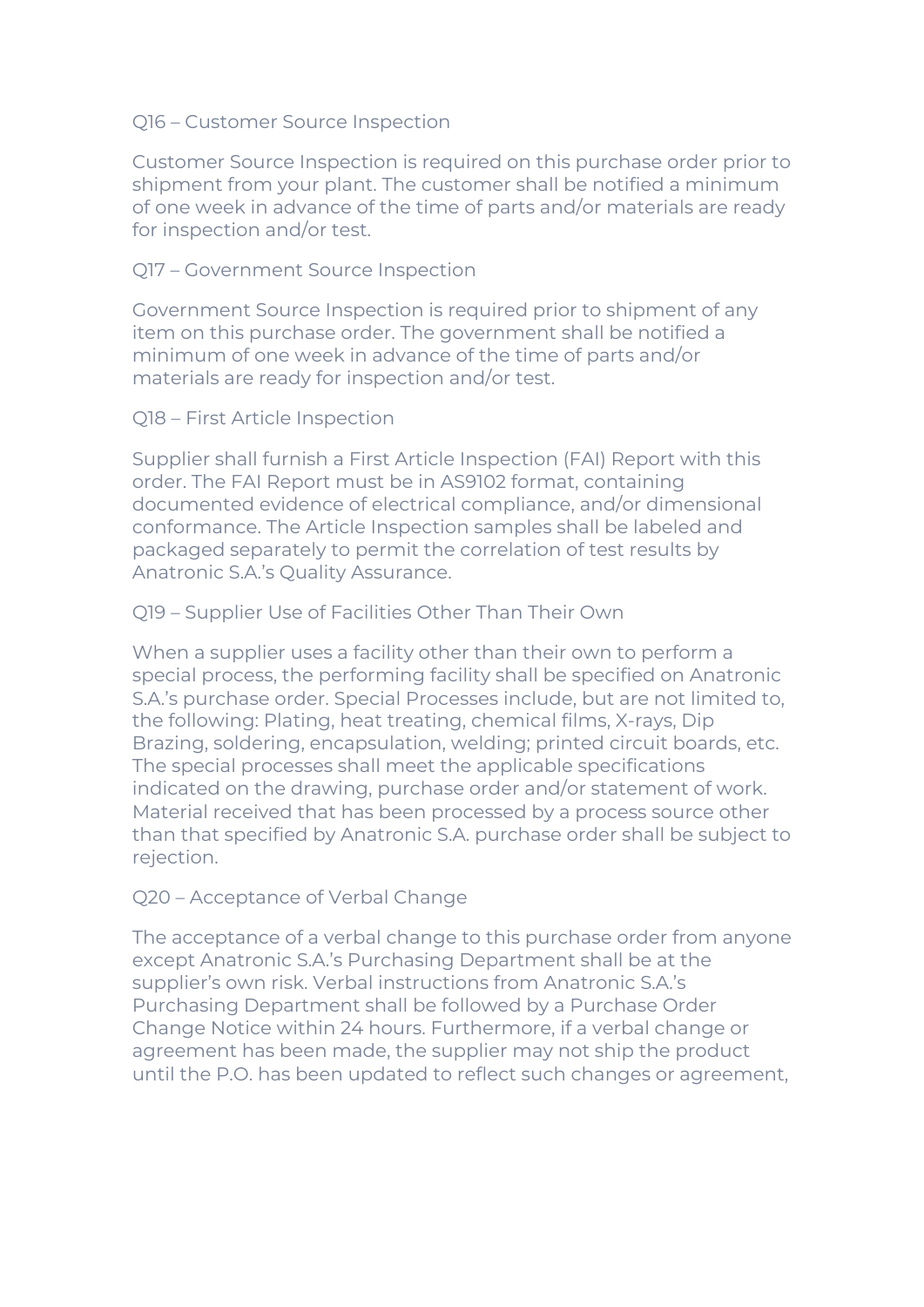## Q16 – Customer Source Inspection

Customer Source Inspection is required on this purchase order prior to shipment from your plant. The customer shall be notified a minimum of one week in advance of the time of parts and/or materials are ready for inspection and/or test.

## Q17 – Government Source Inspection

Government Source Inspection is required prior to shipment of any item on this purchase order. The government shall be notified a minimum of one week in advance of the time of parts and/or materials are ready for inspection and/or test.

## Q18 – First Article Inspection

Supplier shall furnish a First Article Inspection (FAI) Report with this order. The FAI Report must be in AS9102 format, containing documented evidence of electrical compliance, and/or dimensional conformance. The Article Inspection samples shall be labeled and packaged separately to permit the correlation of test results by Anatronic S.A.'s Quality Assurance.

## Q19 – Supplier Use of Facilities Other Than Their Own

When a supplier uses a facility other than their own to perform a special process, the performing facility shall be specified on Anatronic S.A.'s purchase order. Special Processes include, but are not limited to, the following: Plating, heat treating, chemical films, X-rays, Dip Brazing, soldering, encapsulation, welding; printed circuit boards, etc. The special processes shall meet the applicable specifications indicated on the drawing, purchase order and/or statement of work. Material received that has been processed by a process source other than that specified by Anatronic S.A. purchase order shall be subject to rejection.

## Q20 – Acceptance of Verbal Change

The acceptance of a verbal change to this purchase order from anyone except Anatronic S.A.'s Purchasing Department shall be at the supplier's own risk. Verbal instructions from Anatronic S.A.'s Purchasing Department shall be followed by a Purchase Order Change Notice within 24 hours. Furthermore, if a verbal change or agreement has been made, the supplier may not ship the product until the P.O. has been updated to reflect such changes or agreement,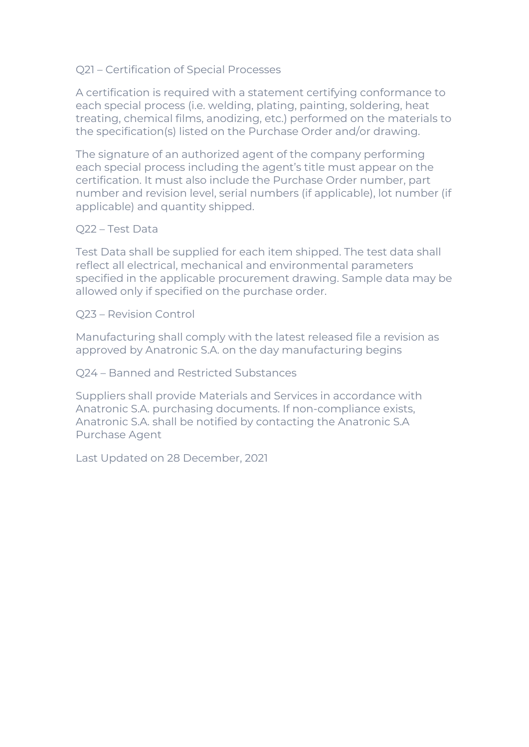Q21 – Certification of Special Processes

A certification is required with a statement certifying conformance to each special process (i.e. welding, plating, painting, soldering, heat treating, chemical films, anodizing, etc.) performed on the materials to the specification(s) listed on the Purchase Order and/or drawing.

The signature of an authorized agent of the company performing each special process including the agent's title must appear on the certification. It must also include the Purchase Order number, part number and revision level, serial numbers (if applicable), lot number (if applicable) and quantity shipped.

Q22 – Test Data

Test Data shall be supplied for each item shipped. The test data shall reflect all electrical, mechanical and environmental parameters specified in the applicable procurement drawing. Sample data may be allowed only if specified on the purchase order.

Q23 – Revision Control

Manufacturing shall comply with the latest released file a revision as approved by Anatronic S.A. on the day manufacturing begins

Q24 – Banned and Restricted Substances

Suppliers shall provide Materials and Services in accordance with Anatronic S.A. purchasing documents. If non-compliance exists, Anatronic S.A. shall be notified by contacting the Anatronic S.A Purchase Agent

Last Updated on 28 December, 2021